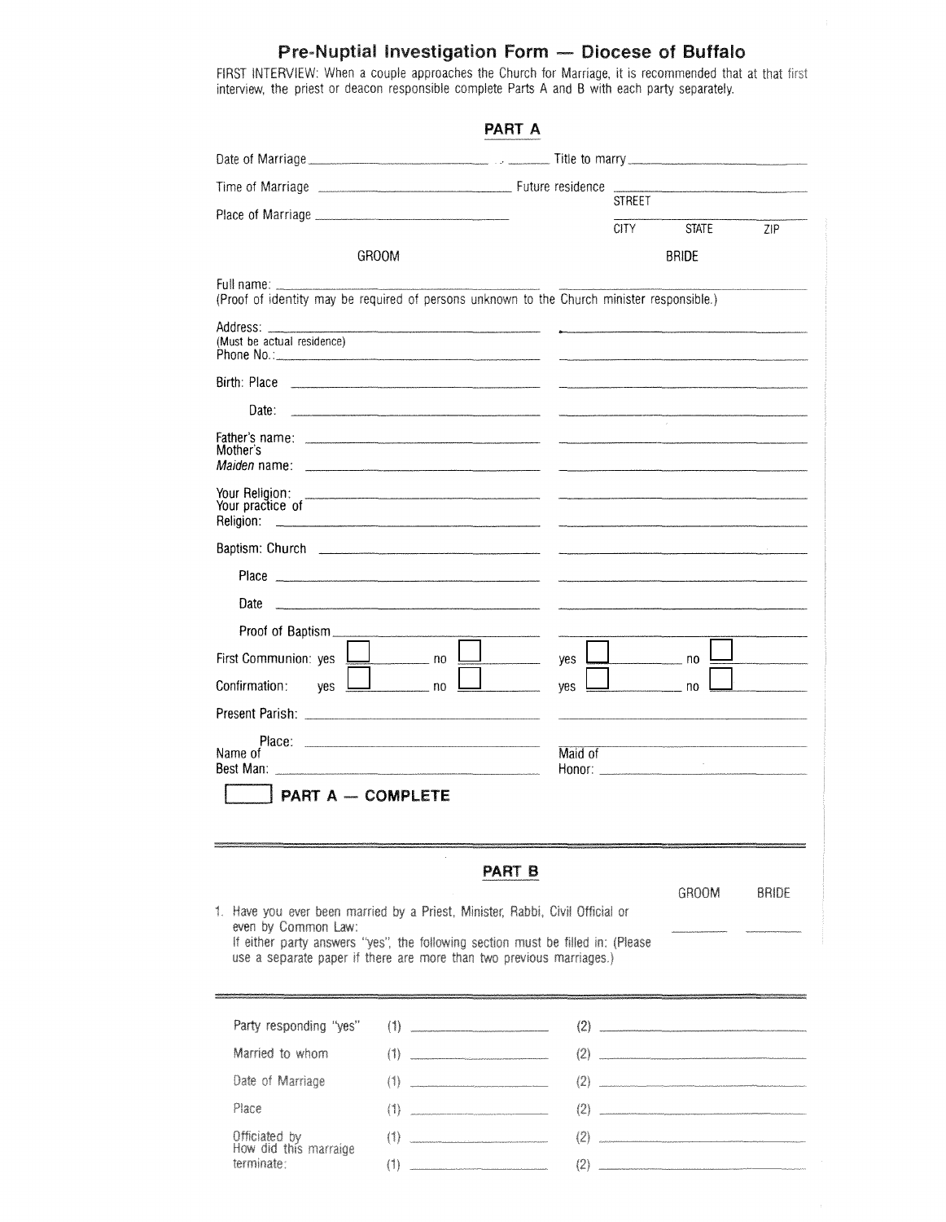# Pre-Nuptial Investigation Form — Diocese of Buffalo

FIRST INTERVIEW: When a couple approaches the Church for Marriage, it is recommended that at that first interview, the priest or deacon responsible complete Parts A and B with each party separately.

## PART A

Date of Marriage ____________________ Title to marry ____________________

Time of Marriage ____________________ Future residence ____________________ STREET

Place of Marriage ____________________ ____________________ CITY STATE ZIP

| | GROOM | BRIDE |
|---|---|---|
| Full name: | | |

(Proof of identity may be required of persons unknown to the Church minister responsible.)

| | GROOM | BRIDE |
|---|---|---|
| Address: (Must be actual residence) | | |
| Phone No.: | | |
| Birth: Place | | |
| Date: | | |
| Father's name: | | |
| Mother's *Maiden* name: | | |
| Your Religion: | | |
| Your practice of Religion: | | |
| Baptism: Church | | |
| Place | | |
| Date | | |
| Proof of Baptism | | |
| First Communion: | yes ☐ no ☐ | yes ☐ no ☐ |
| Confirmation: | yes ☐ no ☐ | yes ☐ no ☐ |
| Present Parish: | | |
| Place: | | |
| Name of Best Man: / Maid of Honor: | | |

☐ **PART A — COMPLETE**

## PART B

| | GROOM | BRIDE |
|---|---|---|
| 1. Have you ever been married by a Priest, Minister, Rabbi, Civil Official or even by Common Law: | ______ | ______ |

If either party answers "yes", the following section must be filled in: (Please use a separate paper if there are more than two previous marriages.)

| | | |
|---|---|---|
| Party responding "yes" | (1) ____________ | (2) ____________ |
| Married to whom | (1) ____________ | (2) ____________ |
| Date of Marriage | (1) ____________ | (2) ____________ |
| Place | (1) ____________ | (2) ____________ |
| Officiated by | (1) ____________ | (2) ____________ |
| How did this marraige terminate: | (1) ____________ | (2) ____________ |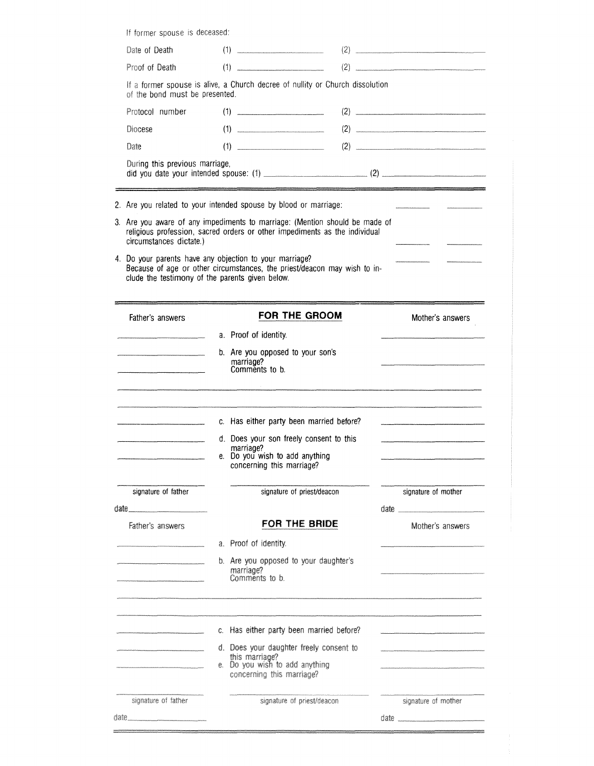If former spouse is deceased:

Date of Death (1) ______________________ (2) ______________________

Proof of Death (1) ______________________ (2) ______________________

If a former spouse is alive, a Church decree of nullity or Church dissolution of the bond must be presented.

Protocol number (1) ______________________ (2) ______________________

Diocese (1) ______________________ (2) ______________________

Date (1) ______________________ (2) ______________________

During this previous marriage, did you date your intended spouse: (1) ______________________ (2) ______________________

---

2. Are you related to your intended spouse by blood or marriage: ________ ________
3. Are you aware of any impediments to marriage: (Mention should be made of religious profession, sacred orders or other impediments as the individual circumstances dictate.) ________ ________
4. Do your parents have any objection to your marriage? ________ ________
   Because of age or other circumstances, the priest/deacon may wish to include the testimony of the parents given below.

---

| Father's answers | **FOR THE GROOM** | Mother's answers |
|---|---|---|
| ______________ | a. Proof of identity. | ______________ |
| ______________ | b. Are you opposed to your son's marriage? Comments to b. | ______________ |

__________________________________________________________________________

__________________________________________________________________________

| | | |
|---|---|---|
| ______________ | c. Has either party been married before? | ______________ |
| ______________ | d. Does your son freely consent to this marriage? | ______________ |
| ______________ | e. Do you wish to add anything concerning this marriage? | ______________ |

______________ signature of father ______________ signature of priest/deacon ______________ signature of mother

date ______________ date ______________

| Father's answers | **FOR THE BRIDE** | Mother's answers |
|---|---|---|
| ______________ | a. Proof of identity. | ______________ |
| ______________ | b. Are you opposed to your daughter's marriage? Comments to b. | ______________ |

__________________________________________________________________________

__________________________________________________________________________

| | | |
|---|---|---|
| ______________ | c. Has either party been married before? | ______________ |
| ______________ | d. Does your daughter freely consent to this marriage? | ______________ |
| ______________ | e. Do you wish to add anything concerning this marriage? | ______________ |

______________ signature of father ______________ signature of priest/deacon ______________ signature of mother

date ______________ date ______________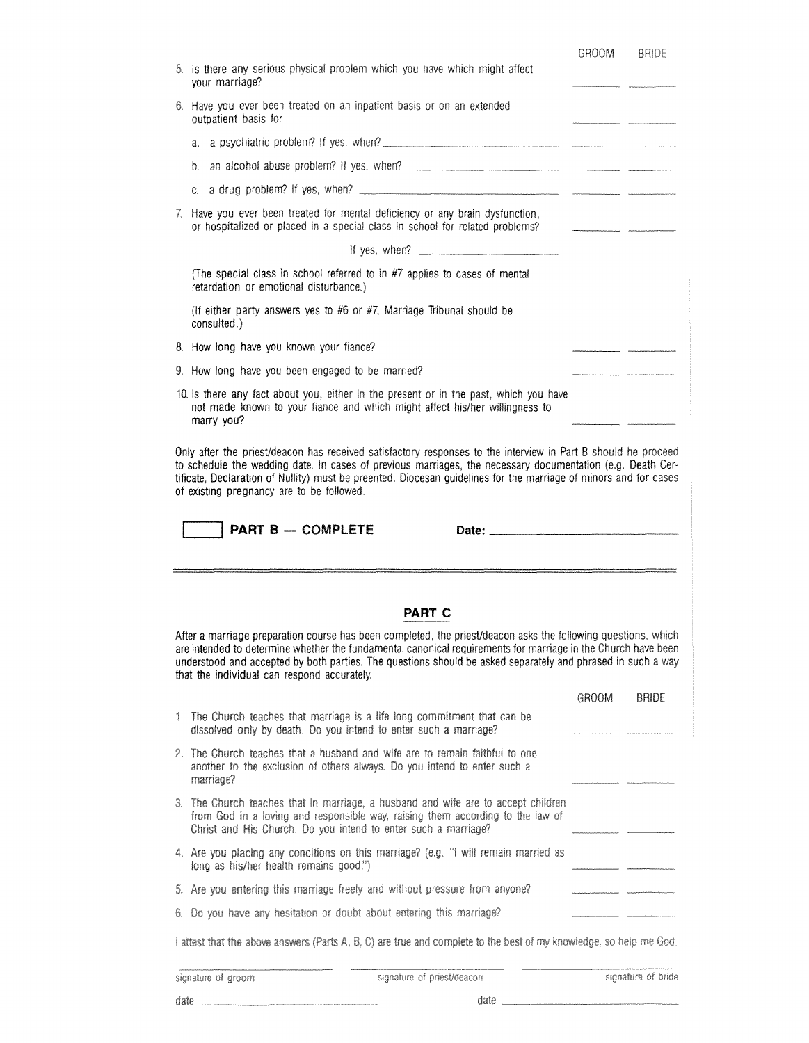| | GROOM | BRIDE |
|---|---|---|
| 5. Is there any serious physical problem which you have which might affect your marriage? | ______ | ______ |
| 6. Have you ever been treated on an inpatient basis or on an extended outpatient basis for | ______ | ______ |
| a. a psychiatric problem? If yes, when? ______________________ | ______ | ______ |
| b. an alcohol abuse problem? If yes, when? ______________________ | ______ | ______ |
| c. a drug problem? If yes, when? ______________________ | ______ | ______ |
| 7. Have you ever been treated for mental deficiency or any brain dysfunction, or hospitalized or placed in a special class in school for related problems? | ______ | ______ |
| If yes, when? ______________________ | | |

(The special class in school referred to in #7 applies to cases of mental retardation or emotional disturbance.)

(If either party answers yes to #6 or #7, Marriage Tribunal should be consulted.)

| | GROOM | BRIDE |
|---|---|---|
| 8. How long have you known your fiance? | ______ | ______ |
| 9. How long have you been engaged to be married? | ______ | ______ |
| 10. Is there any fact about you, either in the present or in the past, which you have not made known to your fiance and which might affect his/her willingness to marry you? | ______ | ______ |

Only after the priest/deacon has received satisfactory responses to the interview in Part B should he proceed to schedule the wedding date. In cases of previous marriages, the necessary documentation (e.g. Death Certificate, Declaration of Nullity) must be preented. Diocesan guidelines for the marriage of minors and for cases of existing pregnancy are to be followed.

☐ **PART B — COMPLETE** **Date:** ______________________

---

## PART C

After a marriage preparation course has been completed, the priest/deacon asks the following questions, which are intended to determine whether the fundamental canonical requirements for marriage in the Church have been understood and accepted by both parties. The questions should be asked separately and phrased in such a way that the individual can respond accurately.

| | GROOM | BRIDE |
|---|---|---|
| 1. The Church teaches that marriage is a life long commitment that can be dissolved only by death. Do you intend to enter such a marriage? | ______ | ______ |
| 2. The Church teaches that a husband and wife are to remain faithful to one another to the exclusion of others always. Do you intend to enter such a marriage? | ______ | ______ |
| 3. The Church teaches that in marriage, a husband and wife are to accept children from God in a loving and responsible way, raising them according to the law of Christ and His Church. Do you intend to enter such a marriage? | ______ | ______ |
| 4. Are you placing any conditions on this marriage? (e.g. "I will remain married as long as his/her health remains good.") | ______ | ______ |
| 5. Are you entering this marriage freely and without pressure from anyone? | ______ | ______ |
| 6. Do you have any hesitation or doubt about entering this marriage? | ______ | ______ |

I attest that the above answers (Parts A, B, C) are true and complete to the best of my knowledge, so help me God.

______________________ ______________________ ______________________

signature of groom signature of priest/deacon signature of bride

date ______________________ date ______________________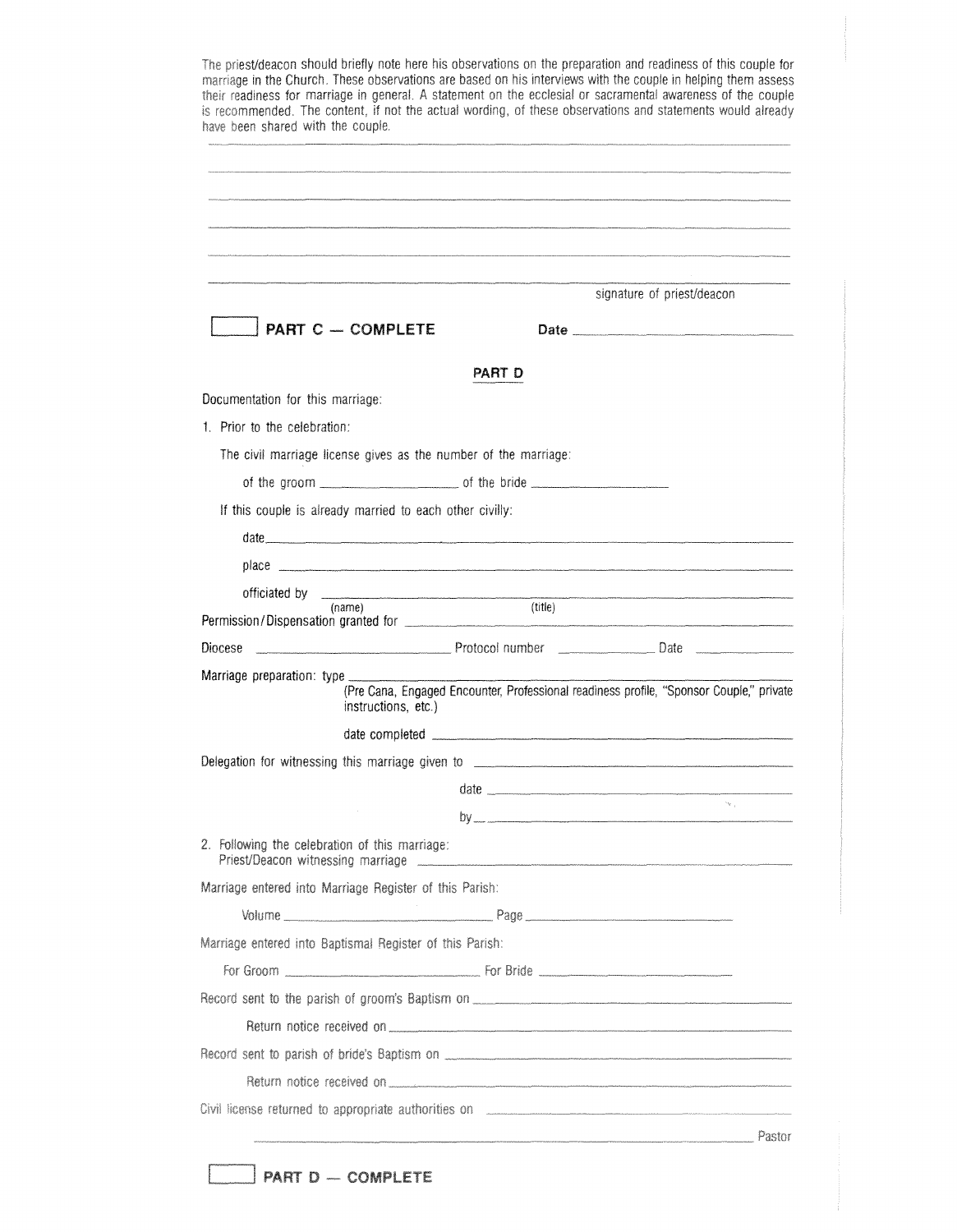The priest/deacon should briefly note here his observations on the preparation and readiness of this couple for marriage in the Church. These observations are based on his interviews with the couple in helping them assess their readiness for marriage in general. A statement on the ecclesial or sacramental awareness of the couple is recommended. The content, if not the actual wording, of these observations and statements would already have been shared with the couple.

______________________________________________________________________

______________________________________________________________________

______________________________________________________________________

______________________________________________________________________

______________________________________________________________________

______________________________________________________________________

signature of priest/deacon

☐ **PART C — COMPLETE** **Date** ____________________

## PART D

Documentation for this marriage:

1. Prior to the celebration:

   The civil marriage license gives as the number of the marriage:

   of the groom ______________ of the bride ______________

   If this couple is already married to each other civilly:

   date ______________________________________________

   place ______________________________________________

   officiated by ______________________________________________
   (name) (title)

Permission/Dispensation granted for ______________________________________________

Diocese ______________________ Protocol number ______________ Date ______________

Marriage preparation: type ______________________________________________
(Pre Cana, Engaged Encounter, Professional readiness profile, "Sponsor Couple," private instructions, etc.)

date completed ______________________________________________

Delegation for witnessing this marriage given to ______________________________________________

date ______________________________________________

by ______________________________________________

2. Following the celebration of this marriage:
   Priest/Deacon witnessing marriage ______________________________________________

Marriage entered into Marriage Register of this Parish:

Volume ______________________ Page ______________________

Marriage entered into Baptismal Register of this Parish:

For Groom ______________________ For Bride ______________________

Record sent to the parish of groom's Baptism on ______________________________________________

Return notice received on ______________________________________________

Record sent to parish of bride's Baptism on ______________________________________________

Return notice received on ______________________________________________

Civil license returned to appropriate authorities on ______________________________________________

______________________________________________ Pastor

☐ **PART D — COMPLETE**